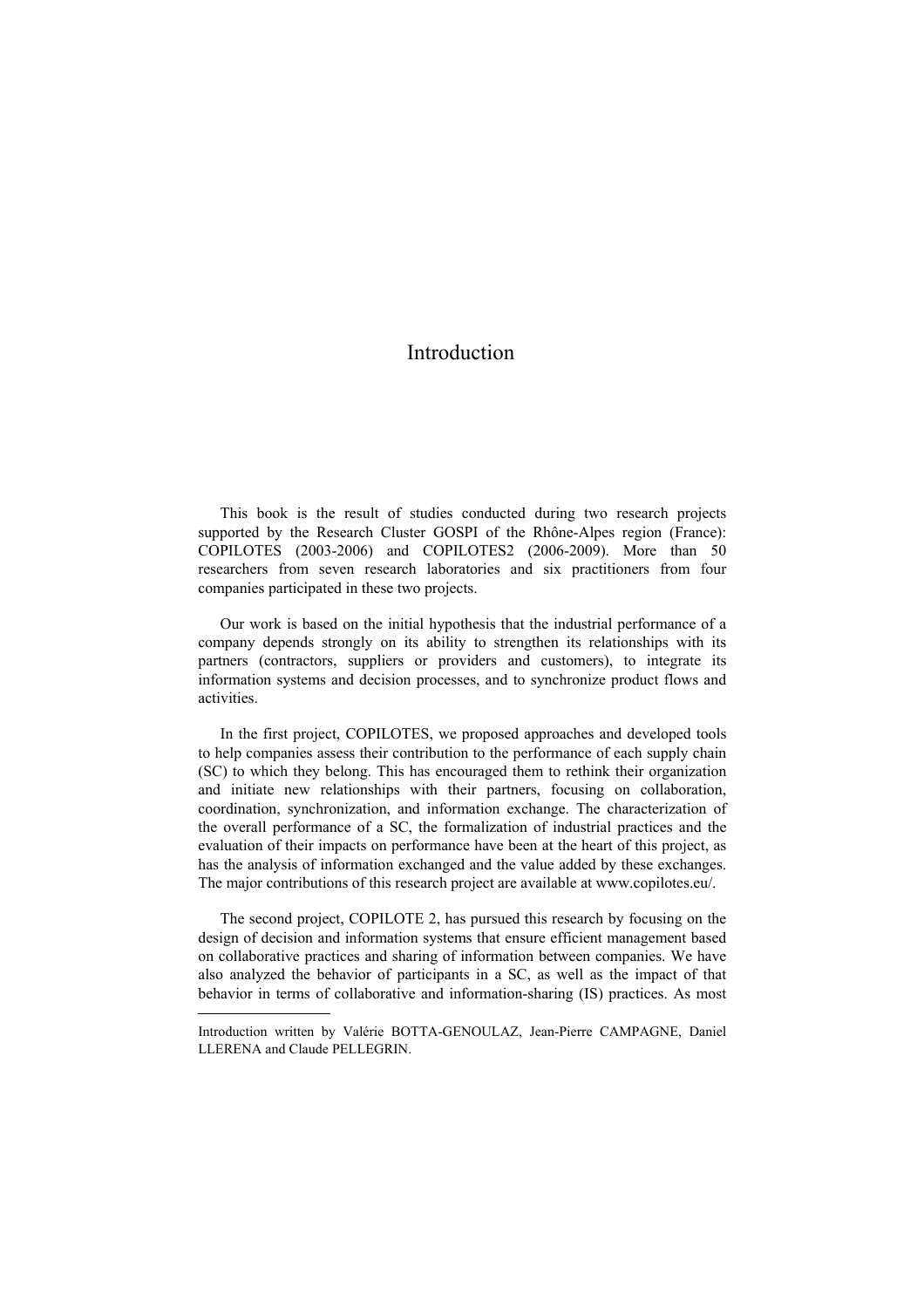# Introduction

This book is the result of studies conducted during two research projects supported by the Research Cluster GOSPI of the Rhône-Alpes region (France): COPILOTES (2003-2006) and COPILOTES2 (2006-2009). More than 50 researchers from seven research laboratories and six practitioners from four companies participated in these two projects.

Our work is based on the initial hypothesis that the industrial performance of a company depends strongly on its ability to strengthen its relationships with its partners (contractors, suppliers or providers and customers), to integrate its information systems and decision processes, and to synchronize product flows and activities.

In the first project, COPILOTES, we proposed approaches and developed tools to help companies assess their contribution to the performance of each supply chain (SC) to which they belong. This has encouraged them to rethink their organization and initiate new relationships with their partners, focusing on collaboration, coordination, synchronization, and information exchange. The characterization of the overall performance of a SC, the formalization of industrial practices and the evaluation of their impacts on performance have been at the heart of this project, as has the analysis of information exchanged and the value added by these exchanges. The major contributions of this research project are available at www.copilotes.eu/.

The second project, COPILOTE 2, has pursued this research by focusing on the design of decision and information systems that ensure efficient management based on collaborative practices and sharing of information between companies. We have also analyzed the behavior of participants in a SC, as well as the impact of that behavior in terms of collaborative and information-sharing (IS) practices. As most

---

Introduction written by Valérie BOTTA-GENOULAZ, Jean-Pierre CAMPAGNE, Daniel LLERENA and Claude PELLEGRIN.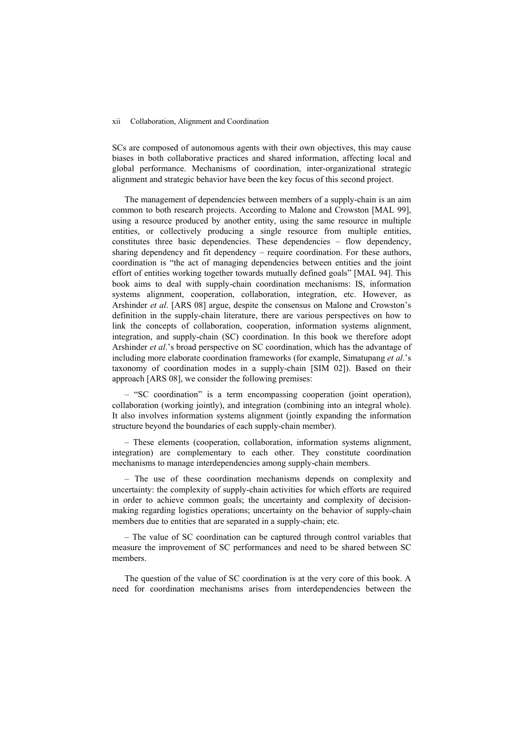SCs are composed of autonomous agents with their own objectives, this may cause biases in both collaborative practices and shared information, affecting local and global performance. Mechanisms of coordination, inter-organizational strategic alignment and strategic behavior have been the key focus of this second project.

The management of dependencies between members of a supply-chain is an aim common to both research projects. According to Malone and Crowston [MAL 99], using a resource produced by another entity, using the same resource in multiple entities, or collectively producing a single resource from multiple entities, constitutes three basic dependencies. These dependencies – flow dependency, sharing dependency and fit dependency – require coordination. For these authors, coordination is "the act of managing dependencies between entities and the joint effort of entities working together towards mutually defined goals" [MAL 94]. This book aims to deal with supply-chain coordination mechanisms: IS, information systems alignment, cooperation, collaboration, integration, etc. However, as Arshinder *et al*. [ARS 08] argue, despite the consensus on Malone and Crowston's definition in the supply-chain literature, there are various perspectives on how to link the concepts of collaboration, cooperation, information systems alignment, integration, and supply-chain (SC) coordination. In this book we therefore adopt Arshinder *et al*.'s broad perspective on SC coordination, which has the advantage of including more elaborate coordination frameworks (for example, Simatupang *et al*.'s taxonomy of coordination modes in a supply-chain [SIM 02]). Based on their approach [ARS 08], we consider the following premises:

– "SC coordination" is a term encompassing cooperation (joint operation), collaboration (working jointly), and integration (combining into an integral whole). It also involves information systems alignment (jointly expanding the information structure beyond the boundaries of each supply-chain member).

– These elements (cooperation, collaboration, information systems alignment, integration) are complementary to each other. They constitute coordination mechanisms to manage interdependencies among supply-chain members.

– The use of these coordination mechanisms depends on complexity and uncertainty: the complexity of supply-chain activities for which efforts are required in order to achieve common goals; the uncertainty and complexity of decision-making regarding logistics operations; uncertainty on the behavior of supply-chain members due to entities that are separated in a supply-chain; etc.

– The value of SC coordination can be captured through control variables that measure the improvement of SC performances and need to be shared between SC members.

The question of the value of SC coordination is at the very core of this book. A need for coordination mechanisms arises from interdependencies between the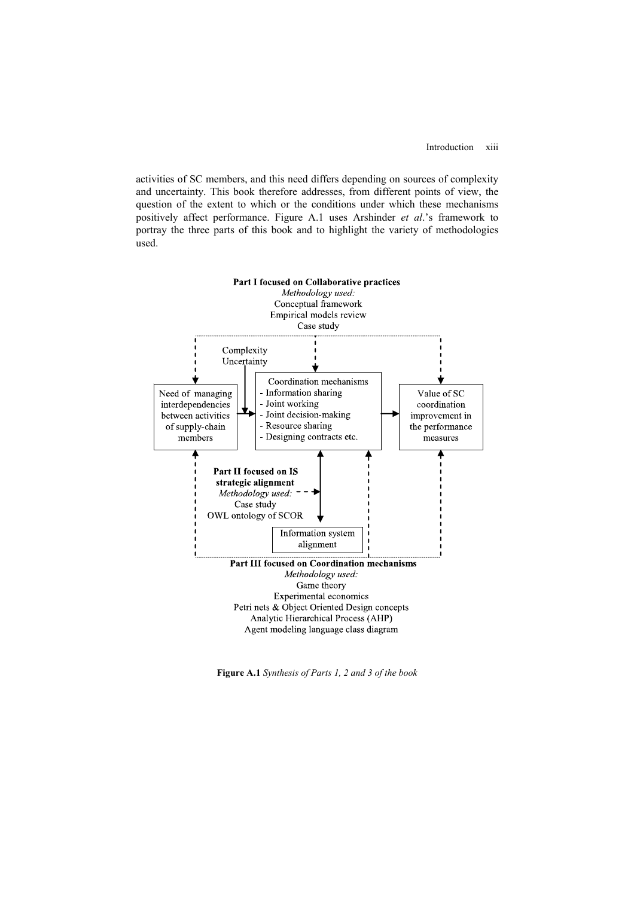activities of SC members, and this need differs depending on sources of complexity and uncertainty. This book therefore addresses, from different points of view, the question of the extent to which or the conditions under which these mechanisms positively affect performance. Figure A.1 uses Arshinder *et al*.'s framework to portray the three parts of this book and to highlight the variety of methodologies used.

**Part I focused on Collaborative practices**
*Methodology used:*
Conceptual framework
Empirical models review
Case study

Complexity
Uncertainty

Need of managing interdependencies between activities of supply-chain members

Coordination mechanisms
- Information sharing
- Joint working
- Joint decision-making
- Resource sharing
- Designing contracts etc.

Value of SC coordination improvement in the performance measures

**Part II focused on IS strategic alignment**
*Methodology used:*
Case study
OWL ontology of SCOR

Information system alignment

**Part III focused on Coordination mechanisms**
*Methodology used:*
Game theory
Experimental economics
Petri nets & Object Oriented Design concepts
Analytic Hierarchical Process (AHP)
Agent modeling language class diagram

**Figure A.1** *Synthesis of Parts 1, 2 and 3 of the book*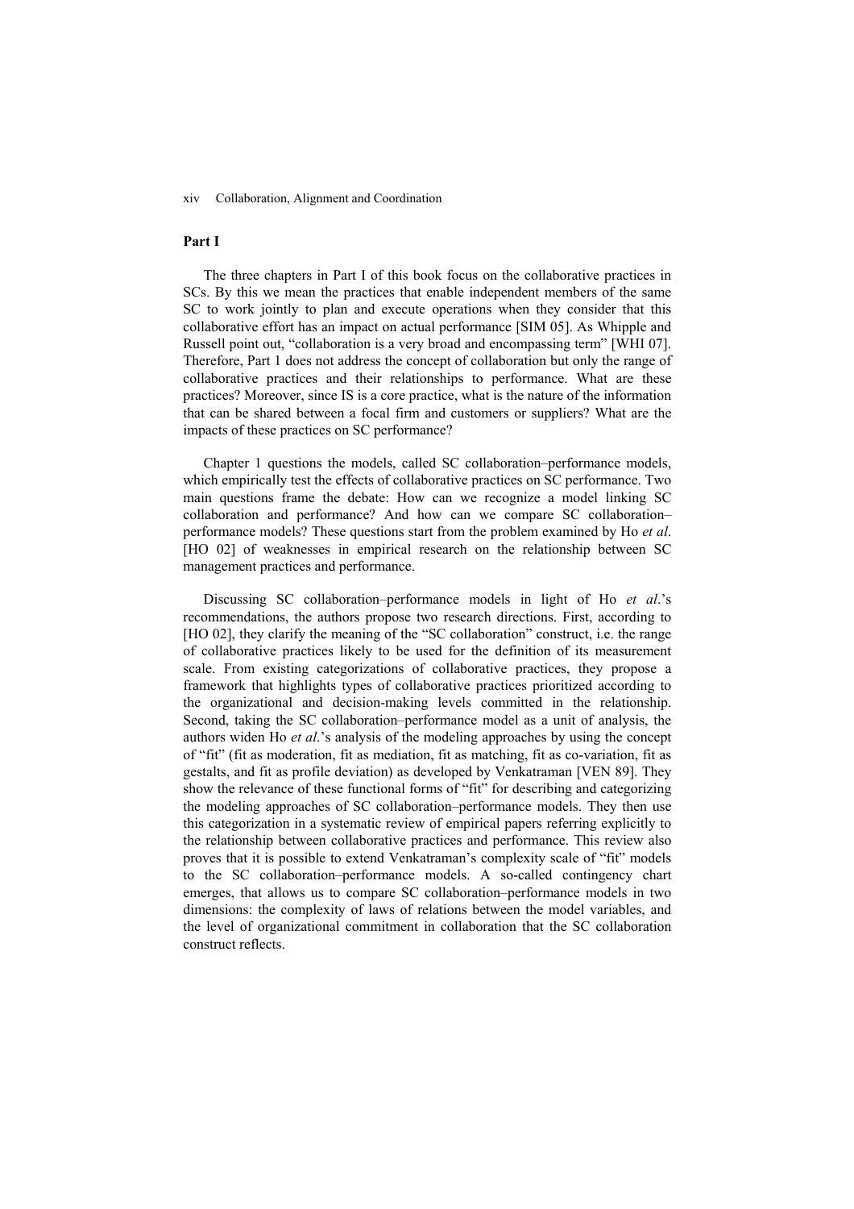## Part I

The three chapters in Part I of this book focus on the collaborative practices in SCs. By this we mean the practices that enable independent members of the same SC to work jointly to plan and execute operations when they consider that this collaborative effort has an impact on actual performance [SIM 05]. As Whipple and Russell point out, "collaboration is a very broad and encompassing term" [WHI 07]. Therefore, Part 1 does not address the concept of collaboration but only the range of collaborative practices and their relationships to performance. What are these practices? Moreover, since IS is a core practice, what is the nature of the information that can be shared between a focal firm and customers or suppliers? What are the impacts of these practices on SC performance?

Chapter 1 questions the models, called SC collaboration–performance models, which empirically test the effects of collaborative practices on SC performance. Two main questions frame the debate: How can we recognize a model linking SC collaboration and performance? And how can we compare SC collaboration–performance models? These questions start from the problem examined by Ho *et al*. [HO 02] of weaknesses in empirical research on the relationship between SC management practices and performance.

Discussing SC collaboration–performance models in light of Ho *et al*.'s recommendations, the authors propose two research directions. First, according to [HO 02], they clarify the meaning of the "SC collaboration" construct, i.e. the range of collaborative practices likely to be used for the definition of its measurement scale. From existing categorizations of collaborative practices, they propose a framework that highlights types of collaborative practices prioritized according to the organizational and decision-making levels committed in the relationship. Second, taking the SC collaboration–performance model as a unit of analysis, the authors widen Ho *et al*.'s analysis of the modeling approaches by using the concept of "fit" (fit as moderation, fit as mediation, fit as matching, fit as co-variation, fit as gestalts, and fit as profile deviation) as developed by Venkatraman [VEN 89]. They show the relevance of these functional forms of "fit" for describing and categorizing the modeling approaches of SC collaboration–performance models. They then use this categorization in a systematic review of empirical papers referring explicitly to the relationship between collaborative practices and performance. This review also proves that it is possible to extend Venkatraman's complexity scale of "fit" models to the SC collaboration–performance models. A so-called contingency chart emerges, that allows us to compare SC collaboration–performance models in two dimensions: the complexity of laws of relations between the model variables, and the level of organizational commitment in collaboration that the SC collaboration construct reflects.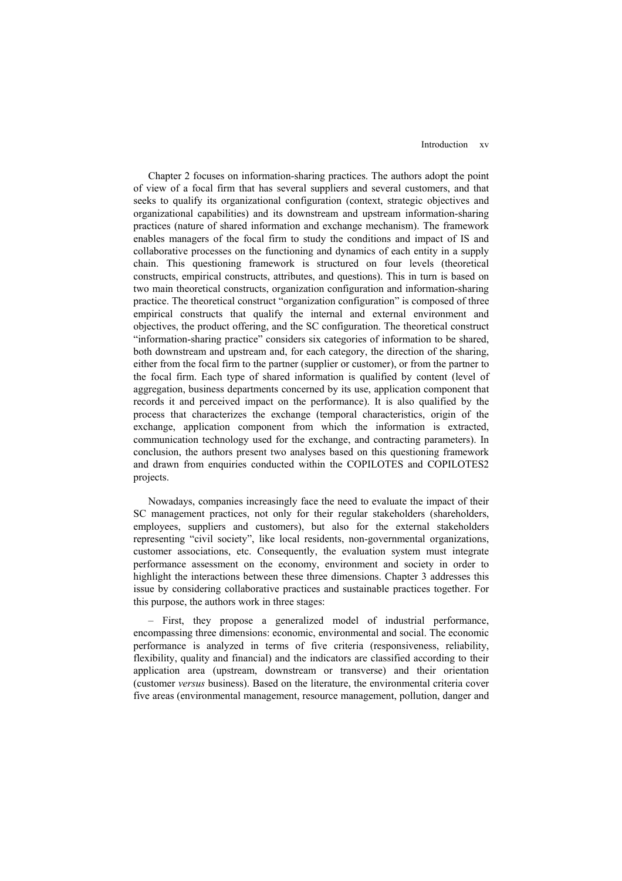Chapter 2 focuses on information-sharing practices. The authors adopt the point of view of a focal firm that has several suppliers and several customers, and that seeks to qualify its organizational configuration (context, strategic objectives and organizational capabilities) and its downstream and upstream information-sharing practices (nature of shared information and exchange mechanism). The framework enables managers of the focal firm to study the conditions and impact of IS and collaborative processes on the functioning and dynamics of each entity in a supply chain. This questioning framework is structured on four levels (theoretical constructs, empirical constructs, attributes, and questions). This in turn is based on two main theoretical constructs, organization configuration and information-sharing practice. The theoretical construct "organization configuration" is composed of three empirical constructs that qualify the internal and external environment and objectives, the product offering, and the SC configuration. The theoretical construct "information-sharing practice" considers six categories of information to be shared, both downstream and upstream and, for each category, the direction of the sharing, either from the focal firm to the partner (supplier or customer), or from the partner to the focal firm. Each type of shared information is qualified by content (level of aggregation, business departments concerned by its use, application component that records it and perceived impact on the performance). It is also qualified by the process that characterizes the exchange (temporal characteristics, origin of the exchange, application component from which the information is extracted, communication technology used for the exchange, and contracting parameters). In conclusion, the authors present two analyses based on this questioning framework and drawn from enquiries conducted within the COPILOTES and COPILOTES2 projects.

Nowadays, companies increasingly face the need to evaluate the impact of their SC management practices, not only for their regular stakeholders (shareholders, employees, suppliers and customers), but also for the external stakeholders representing "civil society", like local residents, non-governmental organizations, customer associations, etc. Consequently, the evaluation system must integrate performance assessment on the economy, environment and society in order to highlight the interactions between these three dimensions. Chapter 3 addresses this issue by considering collaborative practices and sustainable practices together. For this purpose, the authors work in three stages:

– First, they propose a generalized model of industrial performance, encompassing three dimensions: economic, environmental and social. The economic performance is analyzed in terms of five criteria (responsiveness, reliability, flexibility, quality and financial) and the indicators are classified according to their application area (upstream, downstream or transverse) and their orientation (customer *versus* business). Based on the literature, the environmental criteria cover five areas (environmental management, resource management, pollution, danger and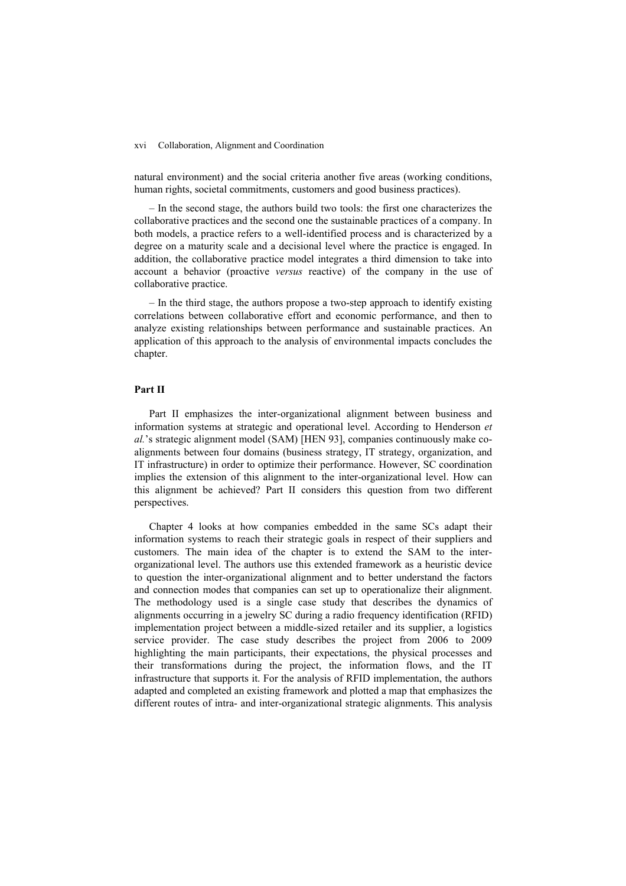natural environment) and the social criteria another five areas (working conditions, human rights, societal commitments, customers and good business practices).

– In the second stage, the authors build two tools: the first one characterizes the collaborative practices and the second one the sustainable practices of a company. In both models, a practice refers to a well-identified process and is characterized by a degree on a maturity scale and a decisional level where the practice is engaged. In addition, the collaborative practice model integrates a third dimension to take into account a behavior (proactive *versus* reactive) of the company in the use of collaborative practice.

– In the third stage, the authors propose a two-step approach to identify existing correlations between collaborative effort and economic performance, and then to analyze existing relationships between performance and sustainable practices. An application of this approach to the analysis of environmental impacts concludes the chapter.

**Part II**

Part II emphasizes the inter-organizational alignment between business and information systems at strategic and operational level. According to Henderson *et al.*'s strategic alignment model (SAM) [HEN 93], companies continuously make co-alignments between four domains (business strategy, IT strategy, organization, and IT infrastructure) in order to optimize their performance. However, SC coordination implies the extension of this alignment to the inter-organizational level. How can this alignment be achieved? Part II considers this question from two different perspectives.

Chapter 4 looks at how companies embedded in the same SCs adapt their information systems to reach their strategic goals in respect of their suppliers and customers. The main idea of the chapter is to extend the SAM to the inter-organizational level. The authors use this extended framework as a heuristic device to question the inter-organizational alignment and to better understand the factors and connection modes that companies can set up to operationalize their alignment. The methodology used is a single case study that describes the dynamics of alignments occurring in a jewelry SC during a radio frequency identification (RFID) implementation project between a middle-sized retailer and its supplier, a logistics service provider. The case study describes the project from 2006 to 2009 highlighting the main participants, their expectations, the physical processes and their transformations during the project, the information flows, and the IT infrastructure that supports it. For the analysis of RFID implementation, the authors adapted and completed an existing framework and plotted a map that emphasizes the different routes of intra- and inter-organizational strategic alignments. This analysis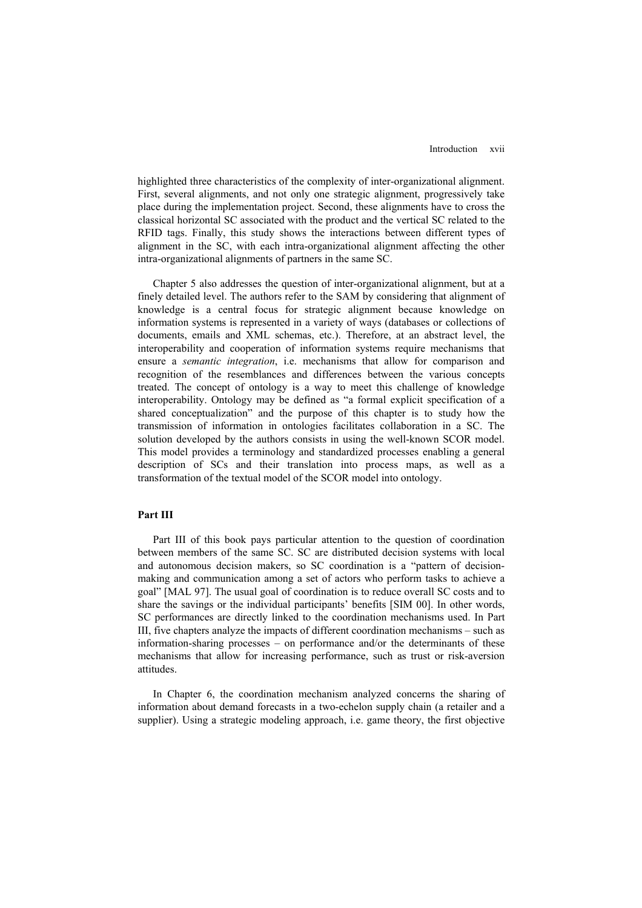highlighted three characteristics of the complexity of inter-organizational alignment. First, several alignments, and not only one strategic alignment, progressively take place during the implementation project. Second, these alignments have to cross the classical horizontal SC associated with the product and the vertical SC related to the RFID tags. Finally, this study shows the interactions between different types of alignment in the SC, with each intra-organizational alignment affecting the other intra-organizational alignments of partners in the same SC.

Chapter 5 also addresses the question of inter-organizational alignment, but at a finely detailed level. The authors refer to the SAM by considering that alignment of knowledge is a central focus for strategic alignment because knowledge on information systems is represented in a variety of ways (databases or collections of documents, emails and XML schemas, etc.). Therefore, at an abstract level, the interoperability and cooperation of information systems require mechanisms that ensure a *semantic integration*, i.e. mechanisms that allow for comparison and recognition of the resemblances and differences between the various concepts treated. The concept of ontology is a way to meet this challenge of knowledge interoperability. Ontology may be defined as "a formal explicit specification of a shared conceptualization" and the purpose of this chapter is to study how the transmission of information in ontologies facilitates collaboration in a SC. The solution developed by the authors consists in using the well-known SCOR model. This model provides a terminology and standardized processes enabling a general description of SCs and their translation into process maps, as well as a transformation of the textual model of the SCOR model into ontology.

## Part III

Part III of this book pays particular attention to the question of coordination between members of the same SC. SC are distributed decision systems with local and autonomous decision makers, so SC coordination is a "pattern of decision-making and communication among a set of actors who perform tasks to achieve a goal" [MAL 97]. The usual goal of coordination is to reduce overall SC costs and to share the savings or the individual participants' benefits [SIM 00]. In other words, SC performances are directly linked to the coordination mechanisms used. In Part III, five chapters analyze the impacts of different coordination mechanisms – such as information-sharing processes – on performance and/or the determinants of these mechanisms that allow for increasing performance, such as trust or risk-aversion attitudes.

In Chapter 6, the coordination mechanism analyzed concerns the sharing of information about demand forecasts in a two-echelon supply chain (a retailer and a supplier). Using a strategic modeling approach, i.e. game theory, the first objective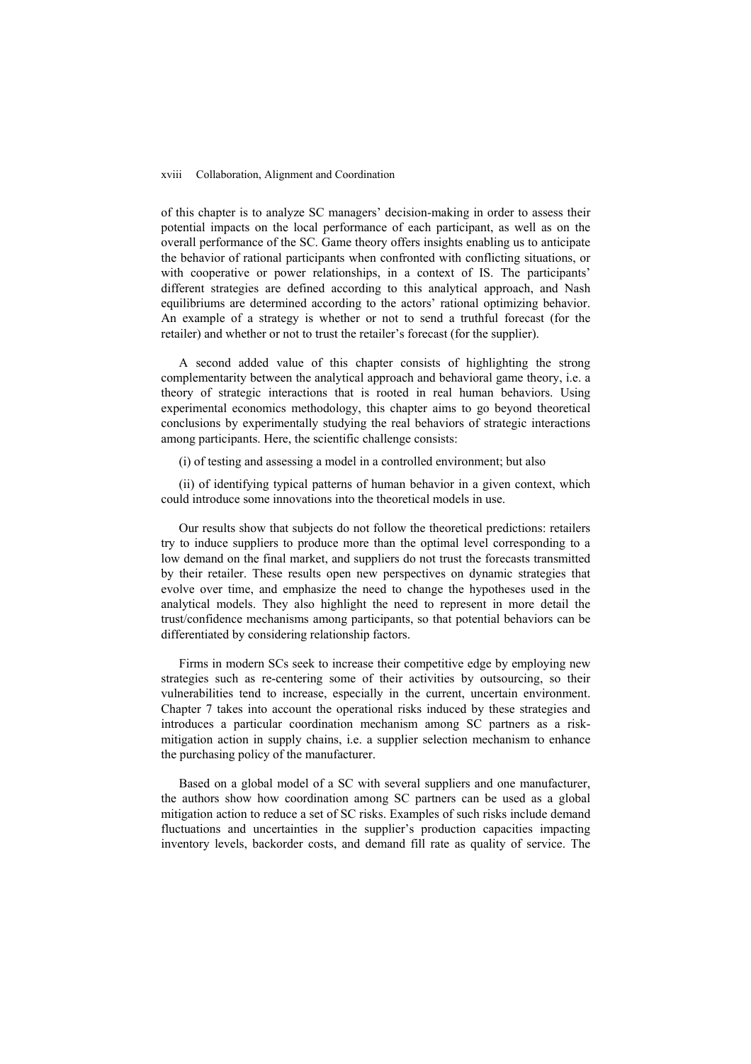of this chapter is to analyze SC managers' decision-making in order to assess their potential impacts on the local performance of each participant, as well as on the overall performance of the SC. Game theory offers insights enabling us to anticipate the behavior of rational participants when confronted with conflicting situations, or with cooperative or power relationships, in a context of IS. The participants' different strategies are defined according to this analytical approach, and Nash equilibriums are determined according to the actors' rational optimizing behavior. An example of a strategy is whether or not to send a truthful forecast (for the retailer) and whether or not to trust the retailer's forecast (for the supplier).

A second added value of this chapter consists of highlighting the strong complementarity between the analytical approach and behavioral game theory, i.e. a theory of strategic interactions that is rooted in real human behaviors. Using experimental economics methodology, this chapter aims to go beyond theoretical conclusions by experimentally studying the real behaviors of strategic interactions among participants. Here, the scientific challenge consists:

(i) of testing and assessing a model in a controlled environment; but also

(ii) of identifying typical patterns of human behavior in a given context, which could introduce some innovations into the theoretical models in use.

Our results show that subjects do not follow the theoretical predictions: retailers try to induce suppliers to produce more than the optimal level corresponding to a low demand on the final market, and suppliers do not trust the forecasts transmitted by their retailer. These results open new perspectives on dynamic strategies that evolve over time, and emphasize the need to change the hypotheses used in the analytical models. They also highlight the need to represent in more detail the trust/confidence mechanisms among participants, so that potential behaviors can be differentiated by considering relationship factors.

Firms in modern SCs seek to increase their competitive edge by employing new strategies such as re-centering some of their activities by outsourcing, so their vulnerabilities tend to increase, especially in the current, uncertain environment. Chapter 7 takes into account the operational risks induced by these strategies and introduces a particular coordination mechanism among SC partners as a risk-mitigation action in supply chains, i.e. a supplier selection mechanism to enhance the purchasing policy of the manufacturer.

Based on a global model of a SC with several suppliers and one manufacturer, the authors show how coordination among SC partners can be used as a global mitigation action to reduce a set of SC risks. Examples of such risks include demand fluctuations and uncertainties in the supplier's production capacities impacting inventory levels, backorder costs, and demand fill rate as quality of service. The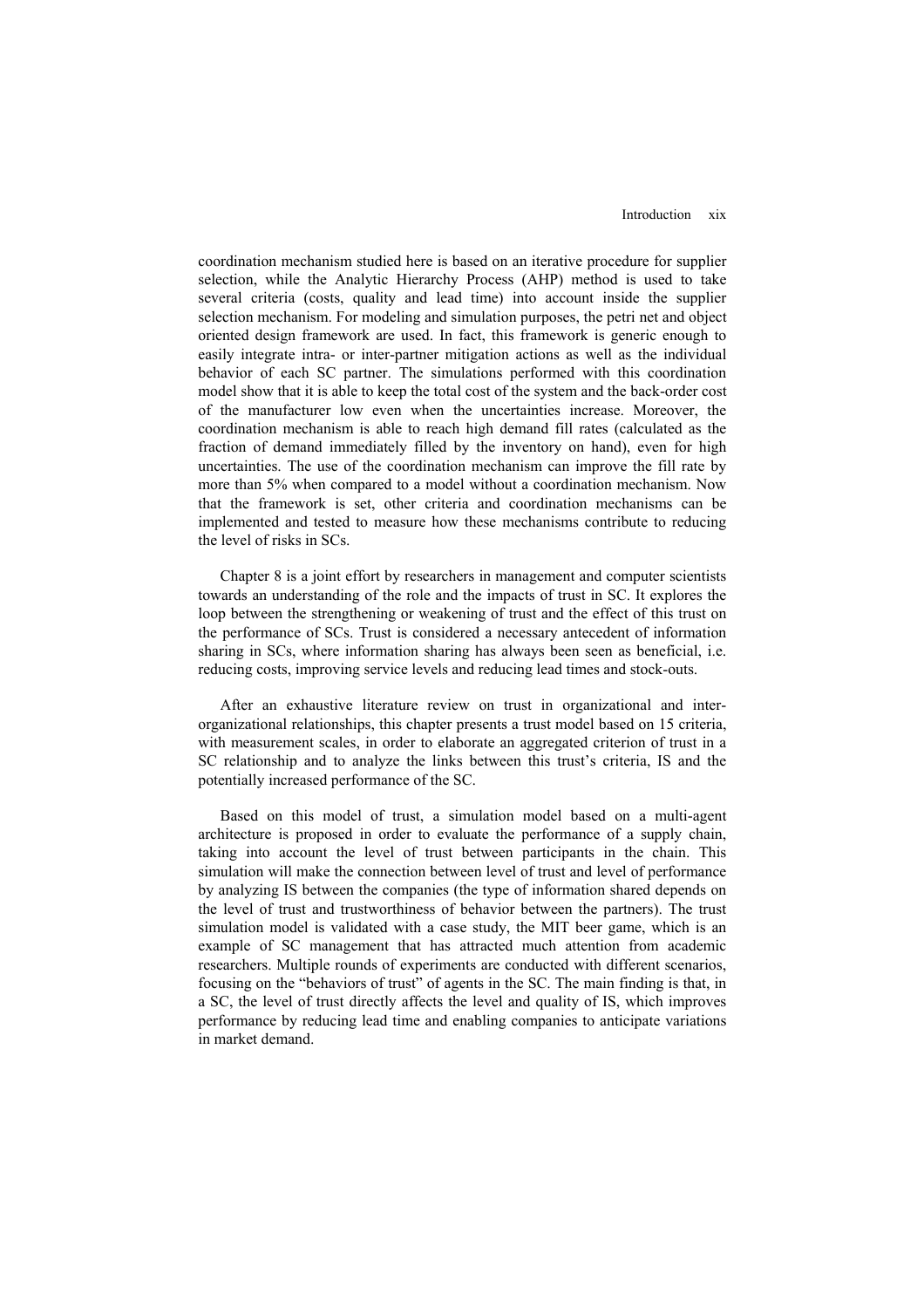coordination mechanism studied here is based on an iterative procedure for supplier selection, while the Analytic Hierarchy Process (AHP) method is used to take several criteria (costs, quality and lead time) into account inside the supplier selection mechanism. For modeling and simulation purposes, the petri net and object oriented design framework are used. In fact, this framework is generic enough to easily integrate intra- or inter-partner mitigation actions as well as the individual behavior of each SC partner. The simulations performed with this coordination model show that it is able to keep the total cost of the system and the back-order cost of the manufacturer low even when the uncertainties increase. Moreover, the coordination mechanism is able to reach high demand fill rates (calculated as the fraction of demand immediately filled by the inventory on hand), even for high uncertainties. The use of the coordination mechanism can improve the fill rate by more than 5% when compared to a model without a coordination mechanism. Now that the framework is set, other criteria and coordination mechanisms can be implemented and tested to measure how these mechanisms contribute to reducing the level of risks in SCs.

Chapter 8 is a joint effort by researchers in management and computer scientists towards an understanding of the role and the impacts of trust in SC. It explores the loop between the strengthening or weakening of trust and the effect of this trust on the performance of SCs. Trust is considered a necessary antecedent of information sharing in SCs, where information sharing has always been seen as beneficial, i.e. reducing costs, improving service levels and reducing lead times and stock-outs.

After an exhaustive literature review on trust in organizational and inter-organizational relationships, this chapter presents a trust model based on 15 criteria, with measurement scales, in order to elaborate an aggregated criterion of trust in a SC relationship and to analyze the links between this trust's criteria, IS and the potentially increased performance of the SC.

Based on this model of trust, a simulation model based on a multi-agent architecture is proposed in order to evaluate the performance of a supply chain, taking into account the level of trust between participants in the chain. This simulation will make the connection between level of trust and level of performance by analyzing IS between the companies (the type of information shared depends on the level of trust and trustworthiness of behavior between the partners). The trust simulation model is validated with a case study, the MIT beer game, which is an example of SC management that has attracted much attention from academic researchers. Multiple rounds of experiments are conducted with different scenarios, focusing on the "behaviors of trust" of agents in the SC. The main finding is that, in a SC, the level of trust directly affects the level and quality of IS, which improves performance by reducing lead time and enabling companies to anticipate variations in market demand.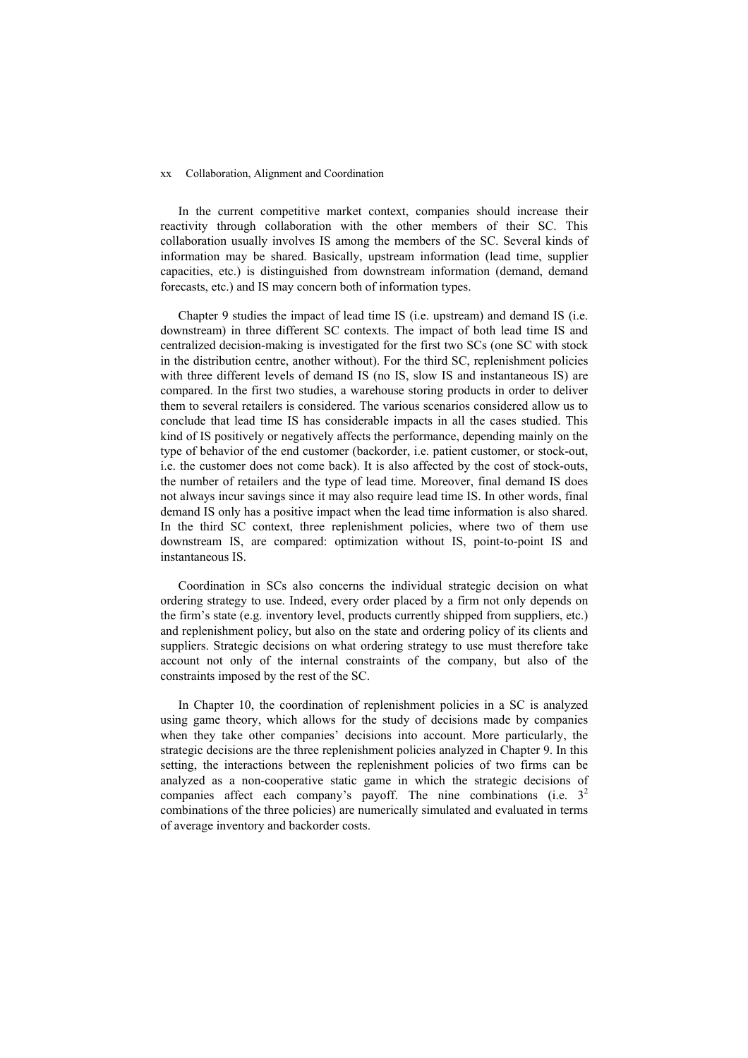In the current competitive market context, companies should increase their reactivity through collaboration with the other members of their SC. This collaboration usually involves IS among the members of the SC. Several kinds of information may be shared. Basically, upstream information (lead time, supplier capacities, etc.) is distinguished from downstream information (demand, demand forecasts, etc.) and IS may concern both of information types.

Chapter 9 studies the impact of lead time IS (i.e. upstream) and demand IS (i.e. downstream) in three different SC contexts. The impact of both lead time IS and centralized decision-making is investigated for the first two SCs (one SC with stock in the distribution centre, another without). For the third SC, replenishment policies with three different levels of demand IS (no IS, slow IS and instantaneous IS) are compared. In the first two studies, a warehouse storing products in order to deliver them to several retailers is considered. The various scenarios considered allow us to conclude that lead time IS has considerable impacts in all the cases studied. This kind of IS positively or negatively affects the performance, depending mainly on the type of behavior of the end customer (backorder, i.e. patient customer, or stock-out, i.e. the customer does not come back). It is also affected by the cost of stock-outs, the number of retailers and the type of lead time. Moreover, final demand IS does not always incur savings since it may also require lead time IS. In other words, final demand IS only has a positive impact when the lead time information is also shared. In the third SC context, three replenishment policies, where two of them use downstream IS, are compared: optimization without IS, point-to-point IS and instantaneous IS.

Coordination in SCs also concerns the individual strategic decision on what ordering strategy to use. Indeed, every order placed by a firm not only depends on the firm's state (e.g. inventory level, products currently shipped from suppliers, etc.) and replenishment policy, but also on the state and ordering policy of its clients and suppliers. Strategic decisions on what ordering strategy to use must therefore take account not only of the internal constraints of the company, but also of the constraints imposed by the rest of the SC.

In Chapter 10, the coordination of replenishment policies in a SC is analyzed using game theory, which allows for the study of decisions made by companies when they take other companies' decisions into account. More particularly, the strategic decisions are the three replenishment policies analyzed in Chapter 9. In this setting, the interactions between the replenishment policies of two firms can be analyzed as a non-cooperative static game in which the strategic decisions of companies affect each company's payoff. The nine combinations (i.e. $3^2$ combinations of the three policies) are numerically simulated and evaluated in terms of average inventory and backorder costs.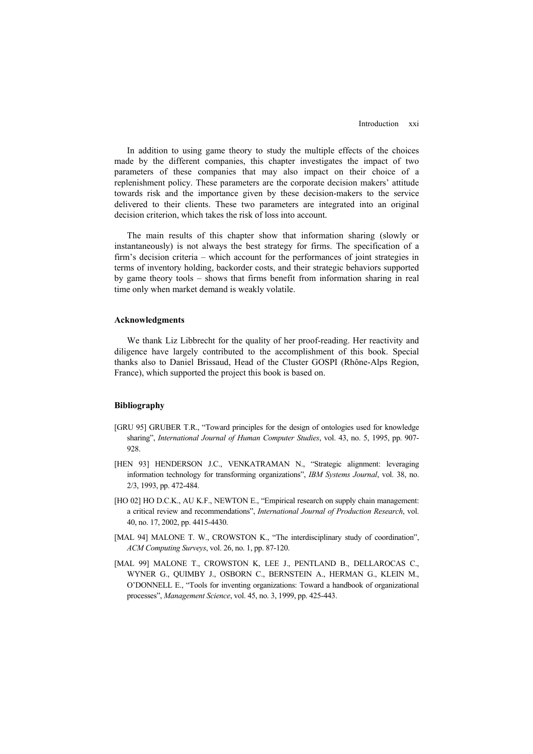In addition to using game theory to study the multiple effects of the choices made by the different companies, this chapter investigates the impact of two parameters of these companies that may also impact on their choice of a replenishment policy. These parameters are the corporate decision makers' attitude towards risk and the importance given by these decision-makers to the service delivered to their clients. These two parameters are integrated into an original decision criterion, which takes the risk of loss into account.

The main results of this chapter show that information sharing (slowly or instantaneously) is not always the best strategy for firms. The specification of a firm's decision criteria – which account for the performances of joint strategies in terms of inventory holding, backorder costs, and their strategic behaviors supported by game theory tools – shows that firms benefit from information sharing in real time only when market demand is weakly volatile.

#### Acknowledgments

We thank Liz Libbrecht for the quality of her proof-reading. Her reactivity and diligence have largely contributed to the accomplishment of this book. Special thanks also to Daniel Brissaud, Head of the Cluster GOSPI (Rhône-Alps Region, France), which supported the project this book is based on.

#### Bibliography

[GRU 95] GRUBER T.R., "Toward principles for the design of ontologies used for knowledge sharing", *International Journal of Human Computer Studies*, vol. 43, no. 5, 1995, pp. 907-928.

[HEN 93] HENDERSON J.C., VENKATRAMAN N., "Strategic alignment: leveraging information technology for transforming organizations", *IBM Systems Journal*, vol. 38, no. 2/3, 1993, pp. 472-484.

[HO 02] HO D.C.K., AU K.F., NEWTON E., "Empirical research on supply chain management: a critical review and recommendations", *International Journal of Production Research*, vol. 40, no. 17, 2002, pp. 4415-4430.

[MAL 94] MALONE T. W., CROWSTON K., "The interdisciplinary study of coordination", *ACM Computing Surveys*, vol. 26, no. 1, pp. 87-120.

[MAL 99] MALONE T., CROWSTON K, LEE J., PENTLAND B., DELLAROCAS C., WYNER G., QUIMBY J., OSBORN C., BERNSTEIN A., HERMAN G., KLEIN M., O'DONNELL E., "Tools for inventing organizations: Toward a handbook of organizational processes", *Management Science*, vol. 45, no. 3, 1999, pp. 425-443.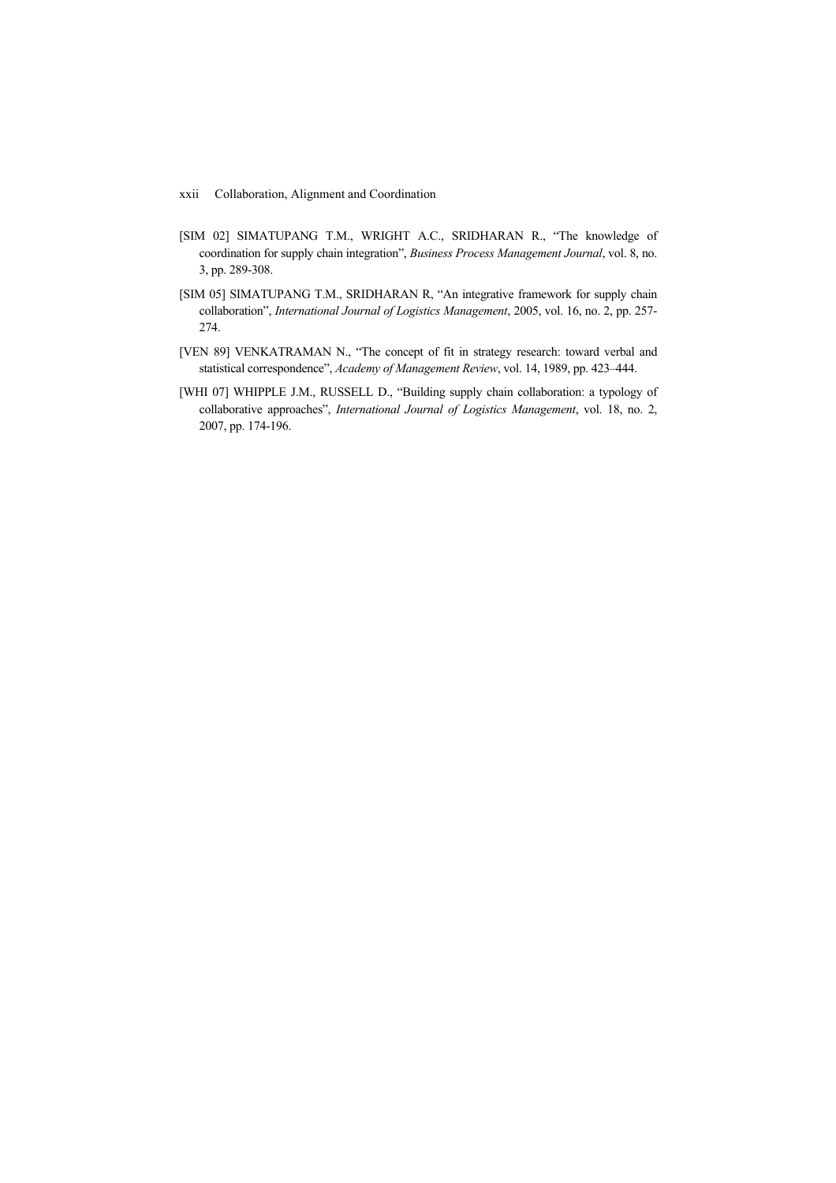[SIM 02] SIMATUPANG T.M., WRIGHT A.C., SRIDHARAN R., "The knowledge of coordination for supply chain integration", *Business Process Management Journal*, vol. 8, no. 3, pp. 289-308.

[SIM 05] SIMATUPANG T.M., SRIDHARAN R, "An integrative framework for supply chain collaboration", *International Journal of Logistics Management*, 2005, vol. 16, no. 2, pp. 257-274.

[VEN 89] VENKATRAMAN N., "The concept of fit in strategy research: toward verbal and statistical correspondence", *Academy of Management Review*, vol. 14, 1989, pp. 423–444.

[WHI 07] WHIPPLE J.M., RUSSELL D., "Building supply chain collaboration: a typology of collaborative approaches", *International Journal of Logistics Management*, vol. 18, no. 2, 2007, pp. 174-196.